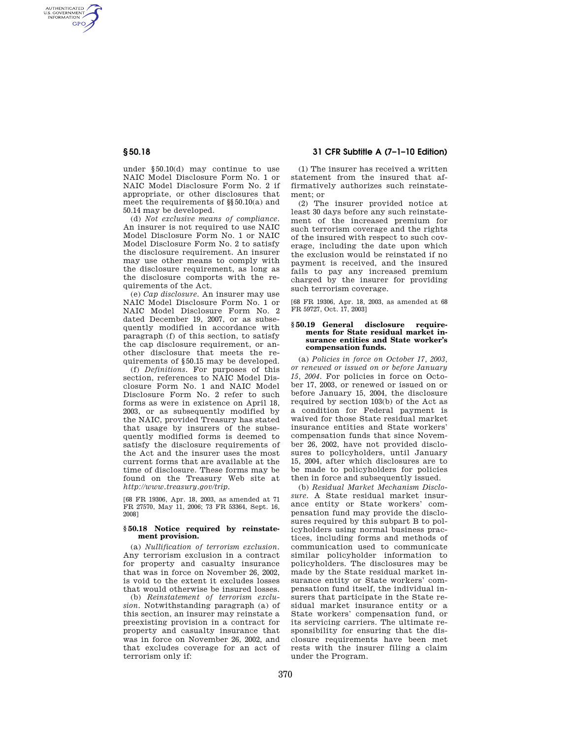under §50.10(d) may continue to use NAIC Model Disclosure Form No. 1 or NAIC Model Disclosure Form No. 2 if appropriate, or other disclosures that meet the requirements of §§50.10(a) and 50.14 may be developed.

(d) *Not exclusive means of compliance.* An insurer is not required to use NAIC Model Disclosure Form No. 1 or NAIC Model Disclosure Form No. 2 to satisfy the disclosure requirement. An insurer may use other means to comply with the disclosure requirement, as long as the disclosure comports with the requirements of the Act.

(e) *Cap disclosure.* An insurer may use NAIC Model Disclosure Form No. 1 or NAIC Model Disclosure Form No. 2 dated December 19, 2007, or as subsequently modified in accordance with paragraph (f) of this section, to satisfy the cap disclosure requirement, or another disclosure that meets the requirements of §50.15 may be developed.

(f) *Definitions.* For purposes of this section, references to NAIC Model Disclosure Form No. 1 and NAIC Model Disclosure Form No. 2 refer to such forms as were in existence on April 18, 2003, or as subsequently modified by the NAIC, provided Treasury has stated that usage by insurers of the subsequently modified forms is deemed to satisfy the disclosure requirements of the Act and the insurer uses the most current forms that are available at the time of disclosure. These forms may be found on the Treasury Web site at *http://www.treasury.gov/trip.*

[68 FR 19306, Apr. 18, 2003, as amended at 71 FR 27570, May 11, 2006; 73 FR 53364, Sept. 16, 2008]

### §50.18 Notice required by reinstatement provision.

(a) *Nullification of terrorism exclusion.* Any terrorism exclusion in a contract for property and casualty insurance that was in force on November 26, 2002, is void to the extent it excludes losses that would otherwise be insured losses.

(b) *Reinstatement of terrorism exclusion.* Notwithstanding paragraph (a) of this section, an insurer may reinstate a preexisting provision in a contract for property and casualty insurance that was in force on November 26, 2002, and that excludes coverage for an act of terrorism only if:

(1) The insurer has received a written statement from the insured that affirmatively authorizes such reinstatement; or

(2) The insurer provided notice at least 30 days before any such reinstatement of the increased premium for such terrorism coverage and the rights of the insured with respect to such coverage, including the date upon which the exclusion would be reinstated if no payment is received, and the insured fails to pay any increased premium charged by the insurer for providing such terrorism coverage.

[68 FR 19306, Apr. 18, 2003, as amended at 68 FR 59727, Oct. 17, 2003]

### §50.19 General disclosure requirements for State residual market insurance entities and State worker's compensation funds.

(a) *Policies in force on October 17, 2003, or renewed or issued on or before January 15, 2004.* For policies in force on October 17, 2003, or renewed or issued on or before January 15, 2004, the disclosure required by section 103(b) of the Act as a condition for Federal payment is waived for those State residual market insurance entities and State workers' compensation funds that since November 26, 2002, have not provided disclosures to policyholders, until January 15, 2004, after which disclosures are to be made to policyholders for policies then in force and subsequently issued.

(b) *Residual Market Mechanism Disclosure.* A State residual market insurance entity or State workers' compensation fund may provide the disclosures required by this subpart B to policyholders using normal business practices, including forms and methods of communication used to communicate similar policyholder information to policyholders. The disclosures may be made by the State residual market insurance entity or State workers' compensation fund itself, the individual insurers that participate in the State residual market insurance entity or a State workers' compensation fund, or its servicing carriers. The ultimate responsibility for ensuring that the disclosure requirements have been met rests with the insurer filing a claim under the Program.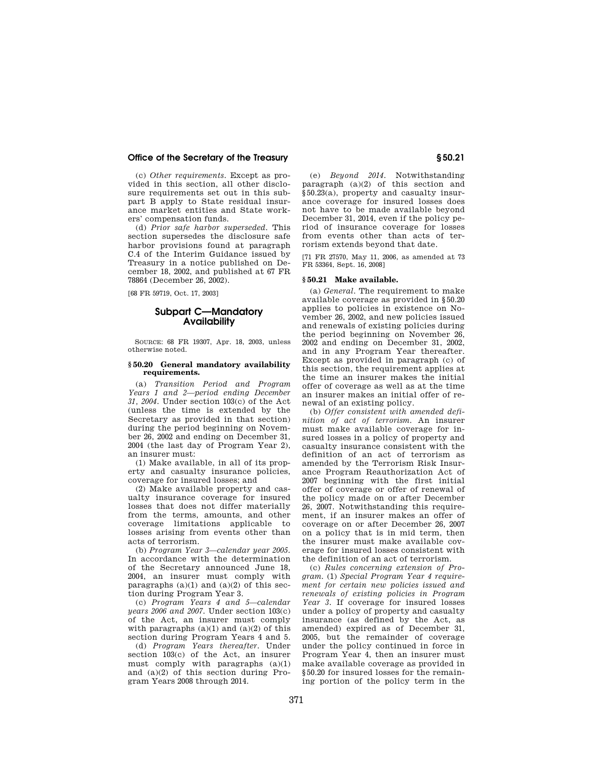(c) *Other requirements.* Except as provided in this section, all other disclosure requirements set out in this subpart B apply to State residual insurance market entities and State workers' compensation funds.

(d) *Prior safe harbor superseded.* This section supersedes the disclosure safe harbor provisions found at paragraph C.4 of the Interim Guidance issued by Treasury in a notice published on December 18, 2002, and published at 67 FR 78864 (December 26, 2002).

[68 FR 59719, Oct. 17, 2003]

## Subpart C—Mandatory Availability

SOURCE: 68 FR 19307, Apr. 18, 2003, unless otherwise noted.

### § 50.20 General mandatory availability requirements.

(a) *Transition Period and Program Years 1 and 2—period ending December 31, 2004.* Under section 103(c) of the Act (unless the time is extended by the Secretary as provided in that section) during the period beginning on November 26, 2002 and ending on December 31, 2004 (the last day of Program Year 2), an insurer must:

(1) Make available, in all of its property and casualty insurance policies, coverage for insured losses; and

(2) Make available property and casualty insurance coverage for insured losses that does not differ materially from the terms, amounts, and other coverage limitations applicable to losses arising from events other than acts of terrorism.

(b) *Program Year 3—calendar year 2005.* In accordance with the determination of the Secretary announced June 18, 2004, an insurer must comply with paragraphs (a)(1) and (a)(2) of this section during Program Year 3.

(c) *Program Years 4 and 5—calendar years 2006 and 2007.* Under section 103(c) of the Act, an insurer must comply with paragraphs (a)(1) and (a)(2) of this section during Program Years 4 and 5.

(d) *Program Years thereafter.* Under section 103(c) of the Act, an insurer must comply with paragraphs (a)(1) and (a)(2) of this section during Program Years 2008 through 2014.

(e) *Beyond 2014.* Notwithstanding paragraph (a)(2) of this section and §50.23(a), property and casualty insurance coverage for insured losses does not have to be made available beyond December 31, 2014, even if the policy period of insurance coverage for losses from events other than acts of terrorism extends beyond that date.

[71 FR 27570, May 11, 2006, as amended at 73 FR 53364, Sept. 16, 2008]

### § 50.21 Make available.

(a) *General.* The requirement to make available coverage as provided in §50.20 applies to policies in existence on November 26, 2002, and new policies issued and renewals of existing policies during the period beginning on November 26, 2002 and ending on December 31, 2002, and in any Program Year thereafter. Except as provided in paragraph (c) of this section, the requirement applies at the time an insurer makes the initial offer of coverage as well as at the time an insurer makes an initial offer of renewal of an existing policy.

(b) *Offer consistent with amended definition of act of terrorism.* An insurer must make available coverage for insured losses in a policy of property and casualty insurance consistent with the definition of an act of terrorism as amended by the Terrorism Risk Insurance Program Reauthorization Act of 2007 beginning with the first initial offer of coverage or offer of renewal of the policy made on or after December 26, 2007. Notwithstanding this requirement, if an insurer makes an offer of coverage on or after December 26, 2007 on a policy that is in mid term, then the insurer must make available coverage for insured losses consistent with the definition of an act of terrorism.

(c) *Rules concerning extension of Program.* (1) *Special Program Year 4 requirement for certain new policies issued and renewals of existing policies in Program Year 3.* If coverage for insured losses under a policy of property and casualty insurance (as defined by the Act, as amended) expired as of December 31, 2005, but the remainder of coverage under the policy continued in force in Program Year 4, then an insurer must make available coverage as provided in §50.20 for insured losses for the remaining portion of the policy term in the